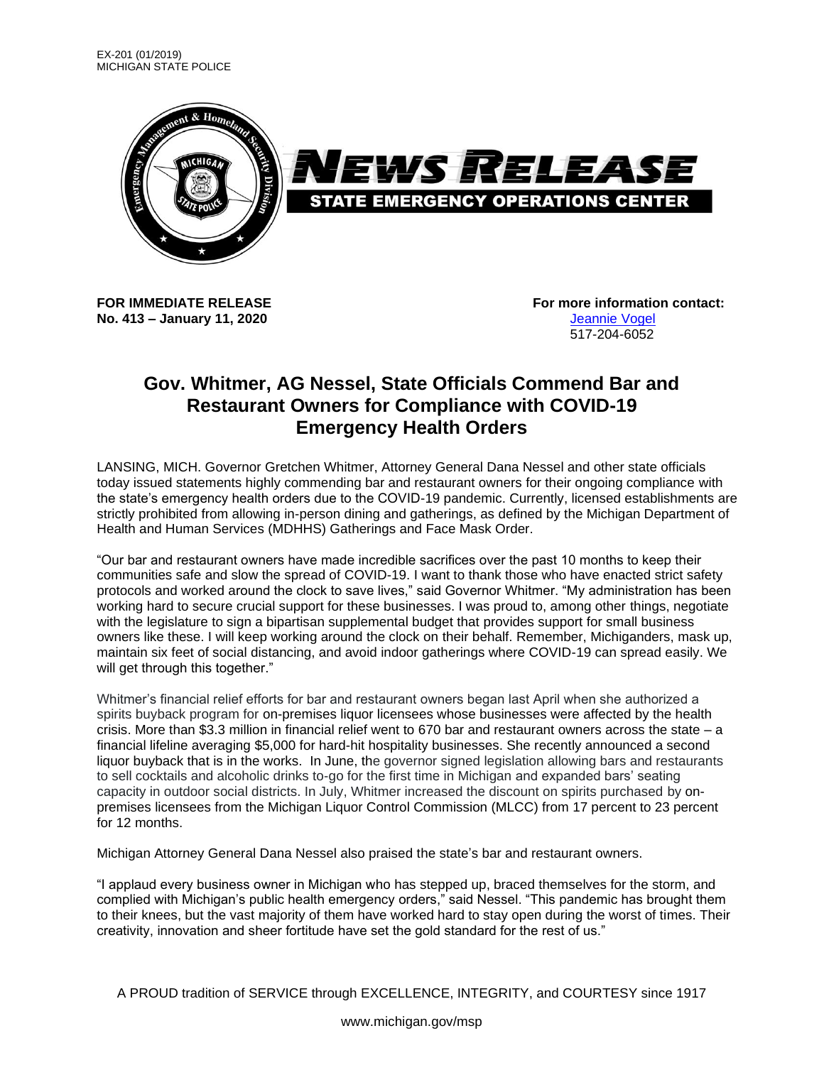EX-201 (01/2019)
MICHIGAN STATE POLICE

NEWS RELEASE

STATE EMERGENCY OPERATIONS CENTER

**FOR IMMEDIATE RELEASE**
**No. 413 – January 11, 2020**

**For more information contact:**
Jeannie Vogel
517-204-6052

# Gov. Whitmer, AG Nessel, State Officials Commend Bar and Restaurant Owners for Compliance with COVID-19 Emergency Health Orders

LANSING, MICH. Governor Gretchen Whitmer, Attorney General Dana Nessel and other state officials today issued statements highly commending bar and restaurant owners for their ongoing compliance with the state's emergency health orders due to the COVID-19 pandemic. Currently, licensed establishments are strictly prohibited from allowing in-person dining and gatherings, as defined by the Michigan Department of Health and Human Services (MDHHS) Gatherings and Face Mask Order.

"Our bar and restaurant owners have made incredible sacrifices over the past 10 months to keep their communities safe and slow the spread of COVID-19. I want to thank those who have enacted strict safety protocols and worked around the clock to save lives," said Governor Whitmer. "My administration has been working hard to secure crucial support for these businesses. I was proud to, among other things, negotiate with the legislature to sign a bipartisan supplemental budget that provides support for small business owners like these. I will keep working around the clock on their behalf. Remember, Michiganders, mask up, maintain six feet of social distancing, and avoid indoor gatherings where COVID-19 can spread easily. We will get through this together."

Whitmer's financial relief efforts for bar and restaurant owners began last April when she authorized a spirits buyback program for on-premises liquor licensees whose businesses were affected by the health crisis. More than $3.3 million in financial relief went to 670 bar and restaurant owners across the state – a financial lifeline averaging $5,000 for hard-hit hospitality businesses. She recently announced a second liquor buyback that is in the works. In June, the governor signed legislation allowing bars and restaurants to sell cocktails and alcoholic drinks to-go for the first time in Michigan and expanded bars' seating capacity in outdoor social districts. In July, Whitmer increased the discount on spirits purchased by on-premises licensees from the Michigan Liquor Control Commission (MLCC) from 17 percent to 23 percent for 12 months.

Michigan Attorney General Dana Nessel also praised the state's bar and restaurant owners.

"I applaud every business owner in Michigan who has stepped up, braced themselves for the storm, and complied with Michigan's public health emergency orders," said Nessel. "This pandemic has brought them to their knees, but the vast majority of them have worked hard to stay open during the worst of times. Their creativity, innovation and sheer fortitude have set the gold standard for the rest of us."

A PROUD tradition of SERVICE through EXCELLENCE, INTEGRITY, and COURTESY since 1917

www.michigan.gov/msp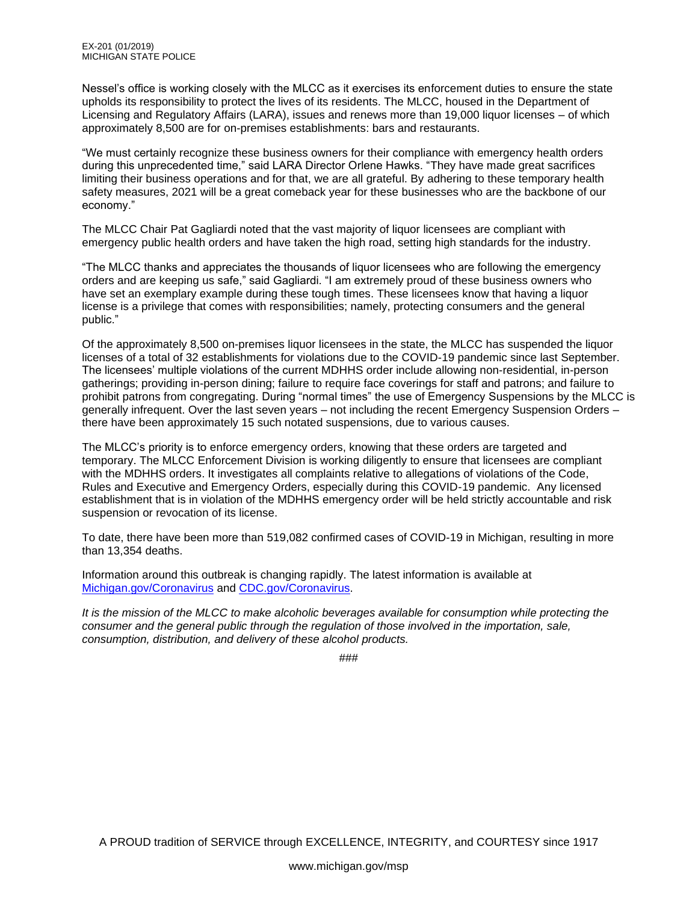Nessel's office is working closely with the MLCC as it exercises its enforcement duties to ensure the state upholds its responsibility to protect the lives of its residents. The MLCC, housed in the Department of Licensing and Regulatory Affairs (LARA), issues and renews more than 19,000 liquor licenses – of which approximately 8,500 are for on-premises establishments: bars and restaurants.

"We must certainly recognize these business owners for their compliance with emergency health orders during this unprecedented time," said LARA Director Orlene Hawks. "They have made great sacrifices limiting their business operations and for that, we are all grateful. By adhering to these temporary health safety measures, 2021 will be a great comeback year for these businesses who are the backbone of our economy."

The MLCC Chair Pat Gagliardi noted that the vast majority of liquor licensees are compliant with emergency public health orders and have taken the high road, setting high standards for the industry.

"The MLCC thanks and appreciates the thousands of liquor licensees who are following the emergency orders and are keeping us safe," said Gagliardi. "I am extremely proud of these business owners who have set an exemplary example during these tough times. These licensees know that having a liquor license is a privilege that comes with responsibilities; namely, protecting consumers and the general public."

Of the approximately 8,500 on-premises liquor licensees in the state, the MLCC has suspended the liquor licenses of a total of 32 establishments for violations due to the COVID-19 pandemic since last September. The licensees' multiple violations of the current MDHHS order include allowing non-residential, in-person gatherings; providing in-person dining; failure to require face coverings for staff and patrons; and failure to prohibit patrons from congregating. During "normal times" the use of Emergency Suspensions by the MLCC is generally infrequent. Over the last seven years – not including the recent Emergency Suspension Orders – there have been approximately 15 such notated suspensions, due to various causes.

The MLCC's priority is to enforce emergency orders, knowing that these orders are targeted and temporary. The MLCC Enforcement Division is working diligently to ensure that licensees are compliant with the MDHHS orders. It investigates all complaints relative to allegations of violations of the Code, Rules and Executive and Emergency Orders, especially during this COVID-19 pandemic. Any licensed establishment that is in violation of the MDHHS emergency order will be held strictly accountable and risk suspension or revocation of its license.

To date, there have been more than 519,082 confirmed cases of COVID-19 in Michigan, resulting in more than 13,354 deaths.

Information around this outbreak is changing rapidly. The latest information is available at [Michigan.gov/Coronavirus](Michigan.gov/Coronavirus) and [CDC.gov/Coronavirus](CDC.gov/Coronavirus).

*It is the mission of the MLCC to make alcoholic beverages available for consumption while protecting the consumer and the general public through the regulation of those involved in the importation, sale, consumption, distribution, and delivery of these alcohol products.*

###